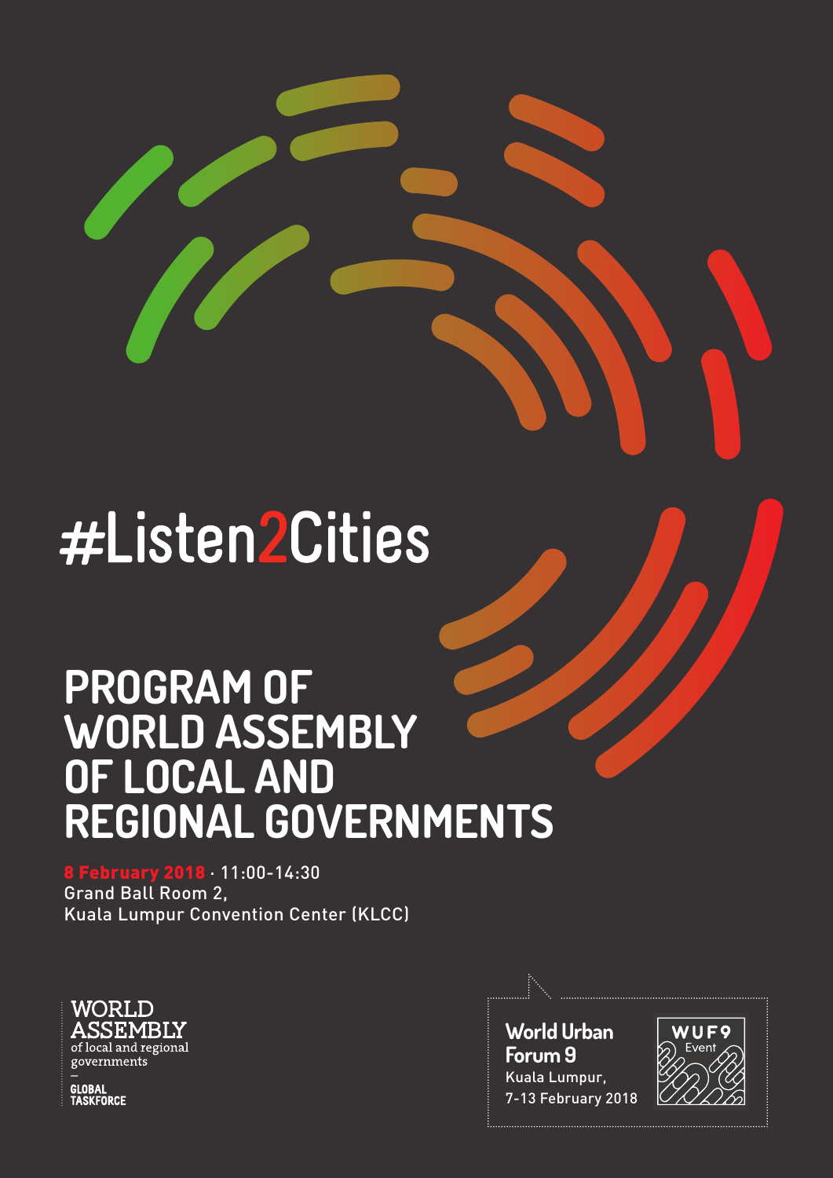# #Listen2Cities

## PROGRAM OF WORLD ASSEMBLY OF LOCAL AND REGIONAL GOVERNMENTS

**8 February 2018** · 11:00-14:30
Grand Ball Room 2,
Kuala Lumpur Convention Center (KLCC)

WORLD ASSEMBLY of local and regional governments
—
GLOBAL TASKFORCE

**World Urban Forum 9**
Kuala Lumpur,
7-13 February 2018

WUF9 Event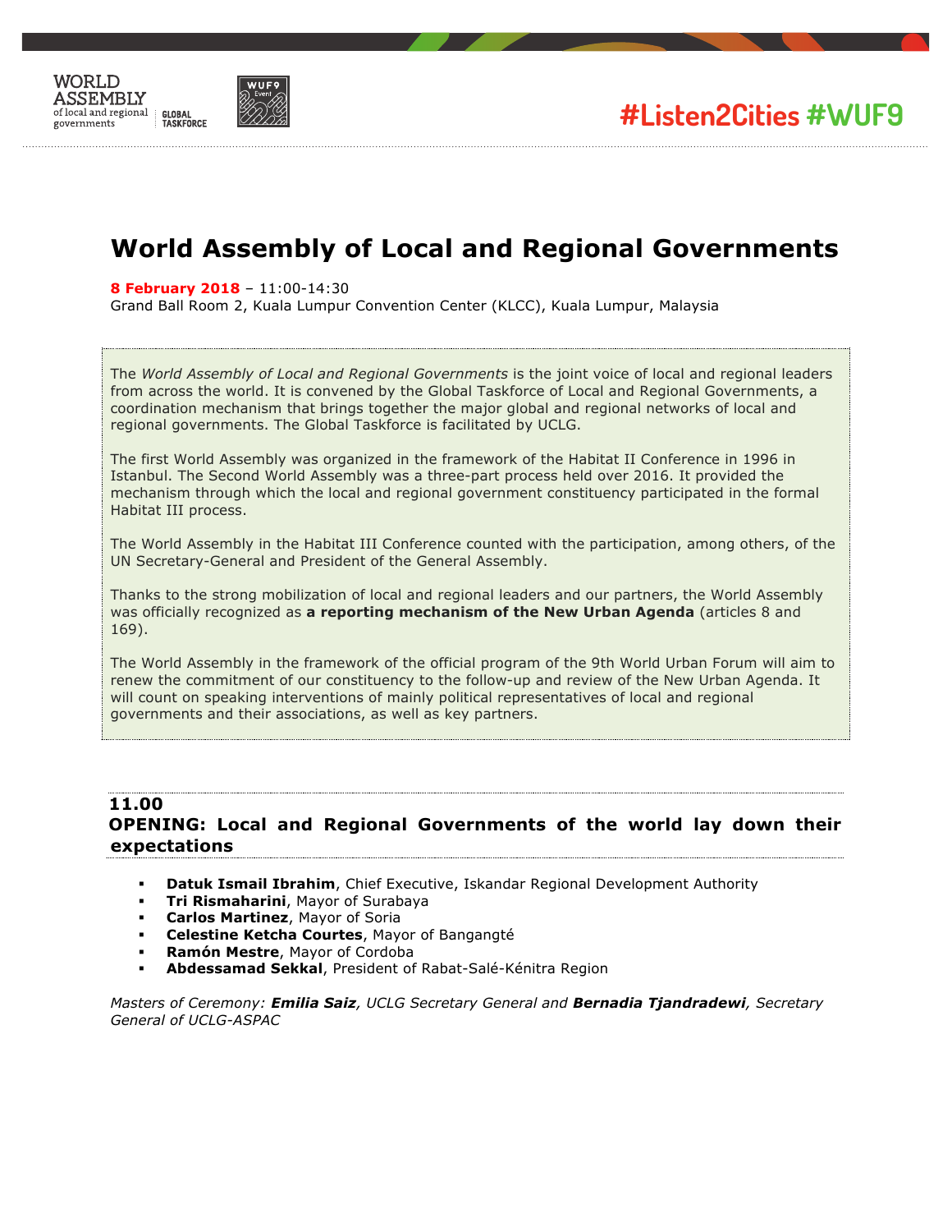#Listen2Cities #WUF9

# World Assembly of Local and Regional Governments

**8 February 2018** – 11:00-14:30
Grand Ball Room 2, Kuala Lumpur Convention Center (KLCC), Kuala Lumpur, Malaysia

The *World Assembly of Local and Regional Governments* is the joint voice of local and regional leaders from across the world. It is convened by the Global Taskforce of Local and Regional Governments, a coordination mechanism that brings together the major global and regional networks of local and regional governments. The Global Taskforce is facilitated by UCLG.

The first World Assembly was organized in the framework of the Habitat II Conference in 1996 in Istanbul. The Second World Assembly was a three-part process held over 2016. It provided the mechanism through which the local and regional government constituency participated in the formal Habitat III process.

The World Assembly in the Habitat III Conference counted with the participation, among others, of the UN Secretary-General and President of the General Assembly.

Thanks to the strong mobilization of local and regional leaders and our partners, the World Assembly was officially recognized as **a reporting mechanism of the New Urban Agenda** (articles 8 and 169).

The World Assembly in the framework of the official program of the 9th World Urban Forum will aim to renew the commitment of our constituency to the follow-up and review of the New Urban Agenda. It will count on speaking interventions of mainly political representatives of local and regional governments and their associations, as well as key partners.

## 11.00
## OPENING: Local and Regional Governments of the world lay down their expectations

- **Datuk Ismail Ibrahim**, Chief Executive, Iskandar Regional Development Authority
- **Tri Rismaharini**, Mayor of Surabaya
- **Carlos Martinez**, Mayor of Soria
- **Celestine Ketcha Courtes**, Mayor of Bangangté
- **Ramón Mestre**, Mayor of Cordoba
- **Abdessamad Sekkal**, President of Rabat-Salé-Kénitra Region

*Masters of Ceremony: **Emilia Saiz**, UCLG Secretary General and **Bernadia Tjandradewi**, Secretary General of UCLG-ASPAC*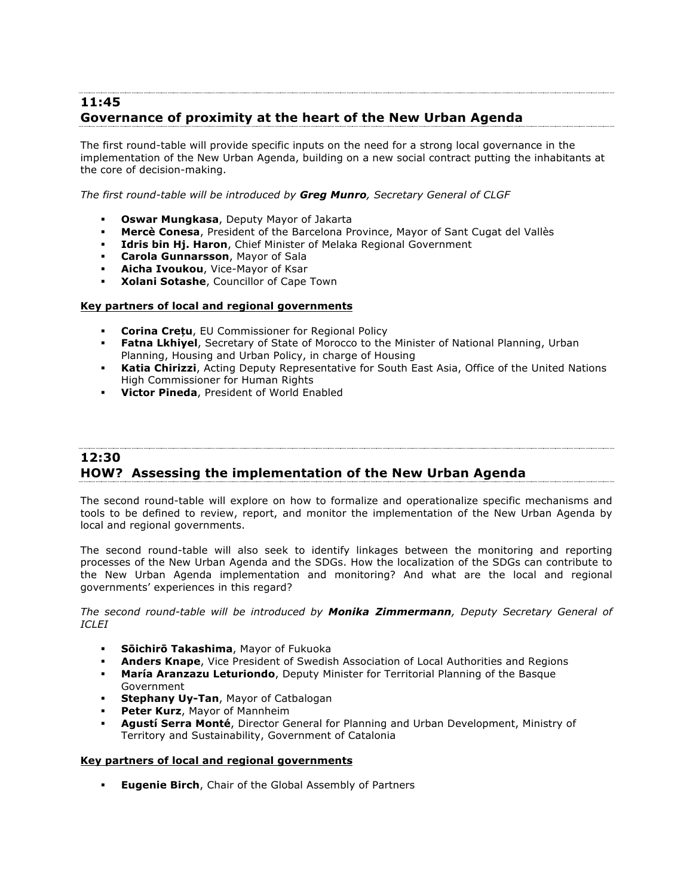## 11:45
## Governance of proximity at the heart of the New Urban Agenda

The first round-table will provide specific inputs on the need for a strong local governance in the implementation of the New Urban Agenda, building on a new social contract putting the inhabitants at the core of decision-making.

*The first round-table will be introduced by **Greg Munro**, Secretary General of CLGF*

- **Oswar Mungkasa**, Deputy Mayor of Jakarta
- **Mercè Conesa**, President of the Barcelona Province, Mayor of Sant Cugat del Vallès
- **Idris bin Hj. Haron**, Chief Minister of Melaka Regional Government
- **Carola Gunnarsson**, Mayor of Sala
- **Aicha Ivoukou**, Vice-Mayor of Ksar
- **Xolani Sotashe**, Councillor of Cape Town

**Key partners of local and regional governments**

- **Corina Crețu**, EU Commissioner for Regional Policy
- **Fatna Lkhiyel**, Secretary of State of Morocco to the Minister of National Planning, Urban Planning, Housing and Urban Policy, in charge of Housing
- **Katia Chirizzi**, Acting Deputy Representative for South East Asia, Office of the United Nations High Commissioner for Human Rights
- **Victor Pineda**, President of World Enabled

## 12:30
## HOW? Assessing the implementation of the New Urban Agenda

The second round-table will explore on how to formalize and operationalize specific mechanisms and tools to be defined to review, report, and monitor the implementation of the New Urban Agenda by local and regional governments.

The second round-table will also seek to identify linkages between the monitoring and reporting processes of the New Urban Agenda and the SDGs. How the localization of the SDGs can contribute to the New Urban Agenda implementation and monitoring? And what are the local and regional governments' experiences in this regard?

*The second round-table will be introduced by **Monika Zimmermann**, Deputy Secretary General of ICLEI*

- **Sōichirō Takashima**, Mayor of Fukuoka
- **Anders Knape**, Vice President of Swedish Association of Local Authorities and Regions
- **María Aranzazu Leturiondo**, Deputy Minister for Territorial Planning of the Basque Government
- **Stephany Uy-Tan**, Mayor of Catbalogan
- **Peter Kurz**, Mayor of Mannheim
- **Agustí Serra Monté**, Director General for Planning and Urban Development, Ministry of Territory and Sustainability, Government of Catalonia

**Key partners of local and regional governments**

- **Eugenie Birch**, Chair of the Global Assembly of Partners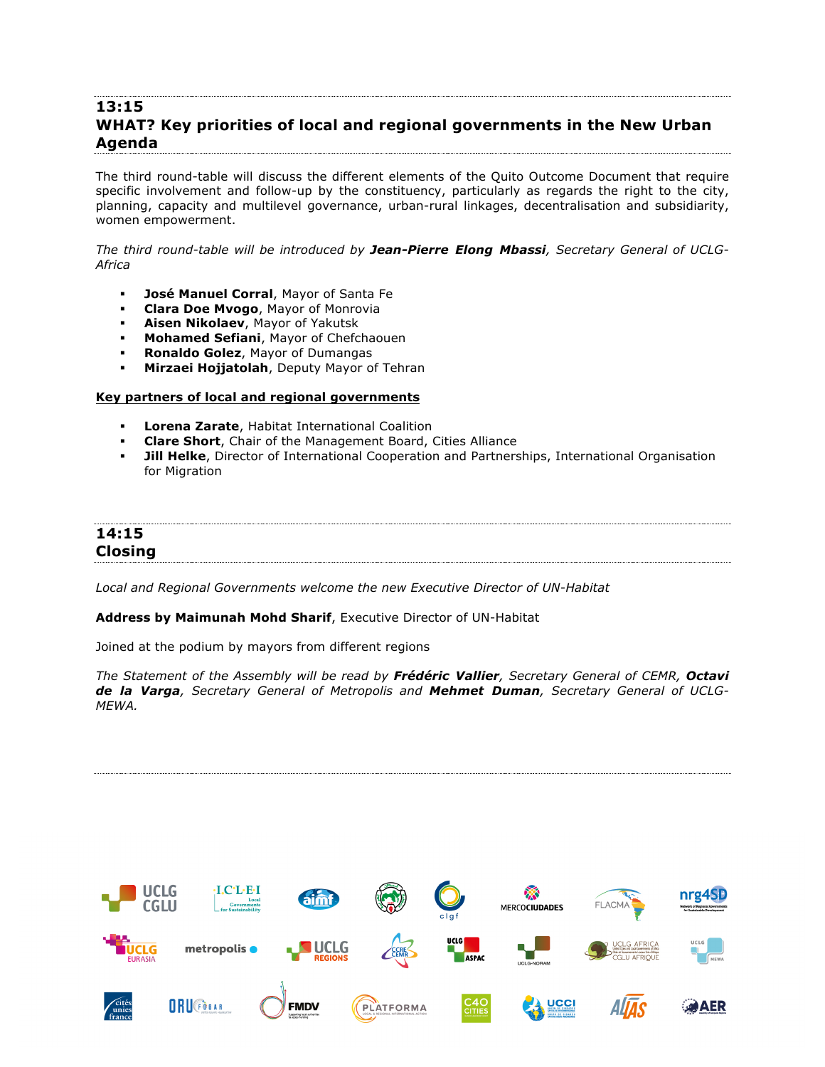## 13:15
## WHAT? Key priorities of local and regional governments in the New Urban Agenda

The third round-table will discuss the different elements of the Quito Outcome Document that require specific involvement and follow-up by the constituency, particularly as regards the right to the city, planning, capacity and multilevel governance, urban-rural linkages, decentralisation and subsidiarity, women empowerment.

*The third round-table will be introduced by **Jean-Pierre Elong Mbassi**, Secretary General of UCLG-Africa*

- **José Manuel Corral**, Mayor of Santa Fe
- **Clara Doe Mvogo**, Mayor of Monrovia
- **Aisen Nikolaev**, Mayor of Yakutsk
- **Mohamed Sefiani**, Mayor of Chefchaouen
- **Ronaldo Golez**, Mayor of Dumangas
- **Mirzaei Hojjatolah**, Deputy Mayor of Tehran

**Key partners of local and regional governments**

- **Lorena Zarate**, Habitat International Coalition
- **Clare Short**, Chair of the Management Board, Cities Alliance
- **Jill Helke**, Director of International Cooperation and Partnerships, International Organisation for Migration

## 14:15
## Closing

*Local and Regional Governments welcome the new Executive Director of UN-Habitat*

**Address by Maimunah Mohd Sharif**, Executive Director of UN-Habitat

Joined at the podium by mayors from different regions

*The Statement of the Assembly will be read by **Frédéric Vallier**, Secretary General of CEMR, **Octavi de la Varga**, Secretary General of Metropolis and **Mehmet Duman**, Secretary General of UCLG-MEWA.*